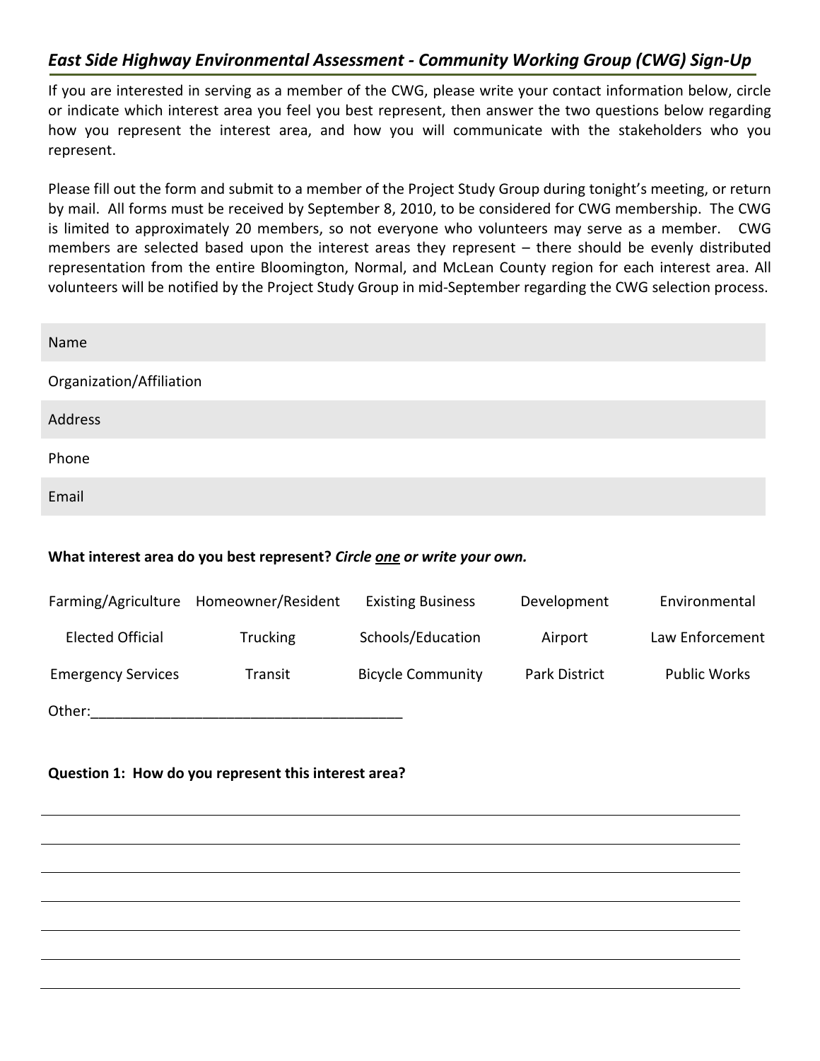## *East Side Highway Environmental Assessment - Community Working Group (CWG) Sign-Up*

If you are interested in serving as a member of the CWG, please write your contact information below, circle or indicate which interest area you feel you best represent, then answer the two questions below regarding how you represent the interest area, and how you will communicate with the stakeholders who you represent.

Please fill out the form and submit to a member of the Project Study Group during tonight's meeting, or return by mail. All forms must be received by September 8, 2010, to be considered for CWG membership. The CWG is limited to approximately 20 members, so not everyone who volunteers may serve as a member. CWG members are selected based upon the interest areas they represent – there should be evenly distributed representation from the entire Bloomington, Normal, and McLean County region for each interest area. All volunteers will be notified by the Project Study Group in mid-September regarding the CWG selection process.

| |
|---|
| Name |
| Organization/Affiliation |
| Address |
| Phone |
| Email |

**What interest area do you best represent? *Circle one or write your own.***

| | | | | |
|---|---|---|---|---|
| Farming/Agriculture | Homeowner/Resident | Existing Business | Development | Environmental |
| Elected Official | Trucking | Schools/Education | Airport | Law Enforcement |
| Emergency Services | Transit | Bicycle Community | Park District | Public Works |

Other:_______________________________________

**Question 1: How do you represent this interest area?**

_______________________________________________________________________________

_______________________________________________________________________________

_______________________________________________________________________________

_______________________________________________________________________________

_______________________________________________________________________________

_______________________________________________________________________________

_______________________________________________________________________________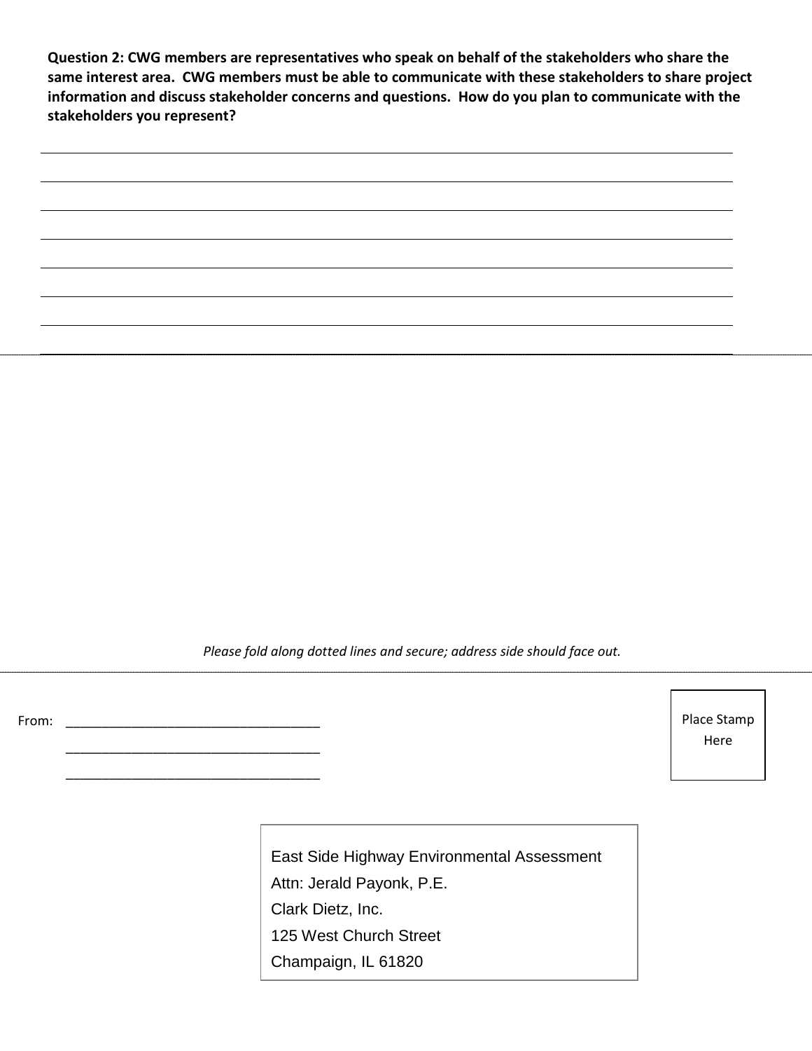**Question 2: CWG members are representatives who speak on behalf of the stakeholders who share the same interest area. CWG members must be able to communicate with these stakeholders to share project information and discuss stakeholder concerns and questions. How do you plan to communicate with the stakeholders you represent?**

_______________________________________________________________________________

_______________________________________________________________________________

_______________________________________________________________________________

_______________________________________________________________________________

_______________________________________________________________________________

_______________________________________________________________________________

_______________________________________________________________________________

*Please fold along dotted lines and secure; address side should face out.*

From: ___________________________________

___________________________________

___________________________________

Place Stamp Here

East Side Highway Environmental Assessment
Attn: Jerald Payonk, P.E.
Clark Dietz, Inc.
125 West Church Street
Champaign, IL 61820